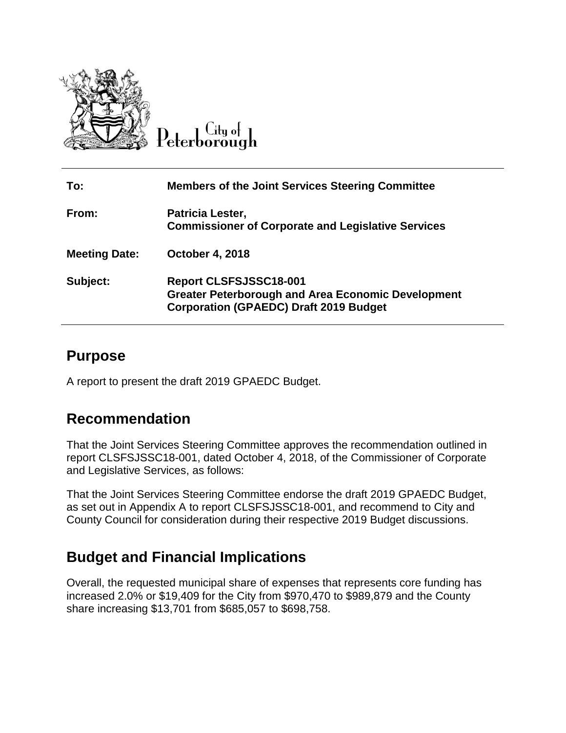City of Peterborough

| | |
|---|---|
| **To:** | **Members of the Joint Services Steering Committee** |
| **From:** | **Patricia Lester, Commissioner of Corporate and Legislative Services** |
| **Meeting Date:** | **October 4, 2018** |
| **Subject:** | **Report CLSFSJSSC18-001 Greater Peterborough and Area Economic Development Corporation (GPAEDC) Draft 2019 Budget** |

## Purpose

A report to present the draft 2019 GPAEDC Budget.

## Recommendation

That the Joint Services Steering Committee approves the recommendation outlined in report CLSFSJSSC18-001, dated October 4, 2018, of the Commissioner of Corporate and Legislative Services, as follows:

That the Joint Services Steering Committee endorse the draft 2019 GPAEDC Budget, as set out in Appendix A to report CLSFSJSSC18-001, and recommend to City and County Council for consideration during their respective 2019 Budget discussions.

## Budget and Financial Implications

Overall, the requested municipal share of expenses that represents core funding has increased 2.0% or $19,409 for the City from $970,470 to $989,879 and the County share increasing $13,701 from $685,057 to $698,758.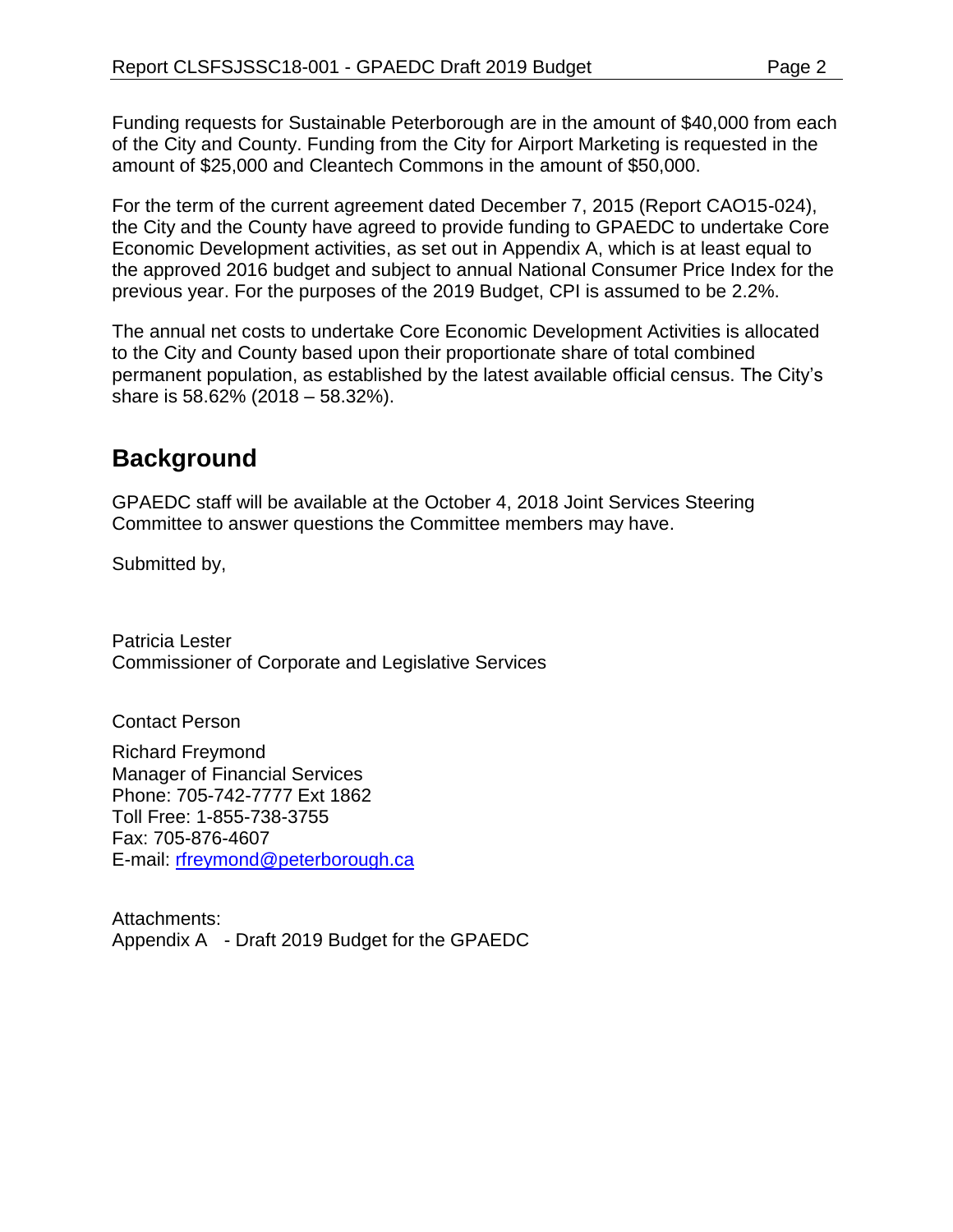Funding requests for Sustainable Peterborough are in the amount of $40,000 from each of the City and County. Funding from the City for Airport Marketing is requested in the amount of $25,000 and Cleantech Commons in the amount of $50,000.

For the term of the current agreement dated December 7, 2015 (Report CAO15-024), the City and the County have agreed to provide funding to GPAEDC to undertake Core Economic Development activities, as set out in Appendix A, which is at least equal to the approved 2016 budget and subject to annual National Consumer Price Index for the previous year. For the purposes of the 2019 Budget, CPI is assumed to be 2.2%.

The annual net costs to undertake Core Economic Development Activities is allocated to the City and County based upon their proportionate share of total combined permanent population, as established by the latest available official census. The City's share is 58.62% (2018 – 58.32%).

## Background

GPAEDC staff will be available at the October 4, 2018 Joint Services Steering Committee to answer questions the Committee members may have.

Submitted by,

Patricia Lester
Commissioner of Corporate and Legislative Services

Contact Person

Richard Freymond
Manager of Financial Services
Phone: 705-742-7777 Ext 1862
Toll Free: 1-855-738-3755
Fax: 705-876-4607
E-mail: rfreymond@peterborough.ca

Attachments:
Appendix A - Draft 2019 Budget for the GPAEDC